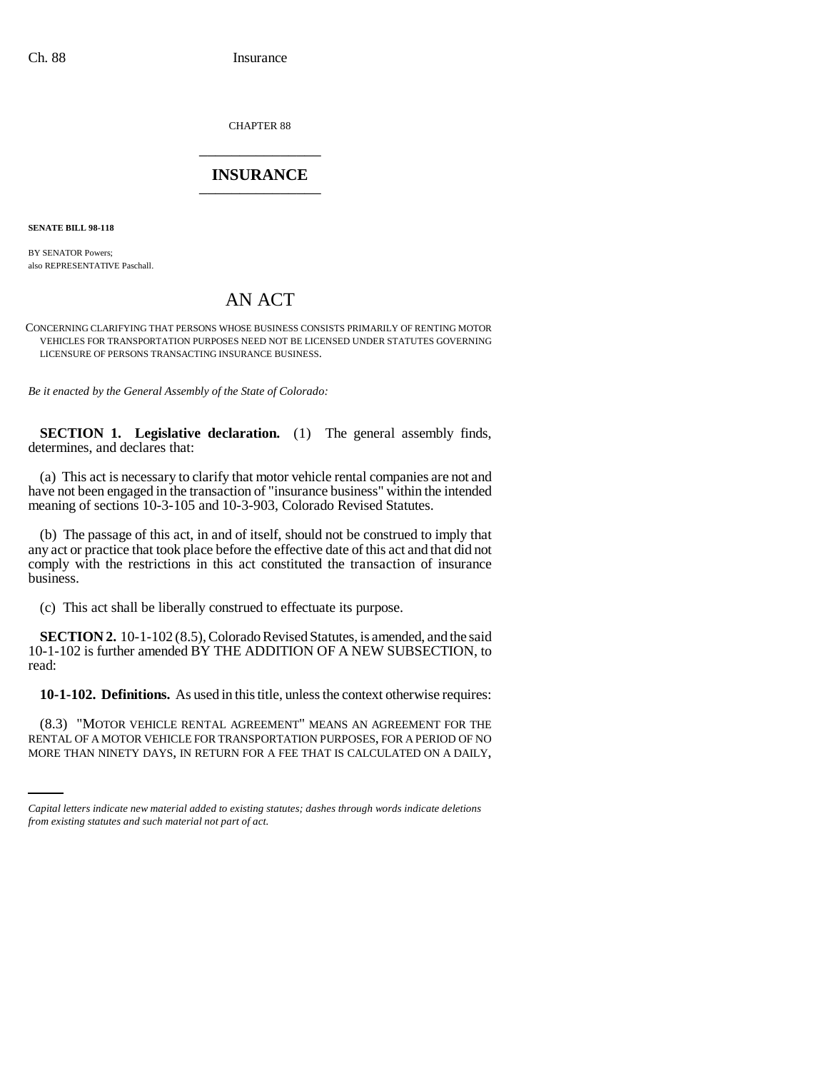CHAPTER 88

# INSURANCE

**SENATE BILL 98-118**

BY SENATOR Powers;
also REPRESENTATIVE Paschall.

# AN ACT

CONCERNING CLARIFYING THAT PERSONS WHOSE BUSINESS CONSISTS PRIMARILY OF RENTING MOTOR VEHICLES FOR TRANSPORTATION PURPOSES NEED NOT BE LICENSED UNDER STATUTES GOVERNING LICENSURE OF PERSONS TRANSACTING INSURANCE BUSINESS.

*Be it enacted by the General Assembly of the State of Colorado:*

**SECTION 1. Legislative declaration.** (1) The general assembly finds, determines, and declares that:

(a) This act is necessary to clarify that motor vehicle rental companies are not and have not been engaged in the transaction of "insurance business" within the intended meaning of sections 10-3-105 and 10-3-903, Colorado Revised Statutes.

(b) The passage of this act, in and of itself, should not be construed to imply that any act or practice that took place before the effective date of this act and that did not comply with the restrictions in this act constituted the transaction of insurance business.

(c) This act shall be liberally construed to effectuate its purpose.

**SECTION 2.** 10-1-102 (8.5), Colorado Revised Statutes, is amended, and the said 10-1-102 is further amended BY THE ADDITION OF A NEW SUBSECTION, to read:

**10-1-102. Definitions.** As used in this title, unless the context otherwise requires:

(8.3) "MOTOR VEHICLE RENTAL AGREEMENT" MEANS AN AGREEMENT FOR THE RENTAL OF A MOTOR VEHICLE FOR TRANSPORTATION PURPOSES, FOR A PERIOD OF NO MORE THAN NINETY DAYS, IN RETURN FOR A FEE THAT IS CALCULATED ON A DAILY,

*Capital letters indicate new material added to existing statutes; dashes through words indicate deletions from existing statutes and such material not part of act.*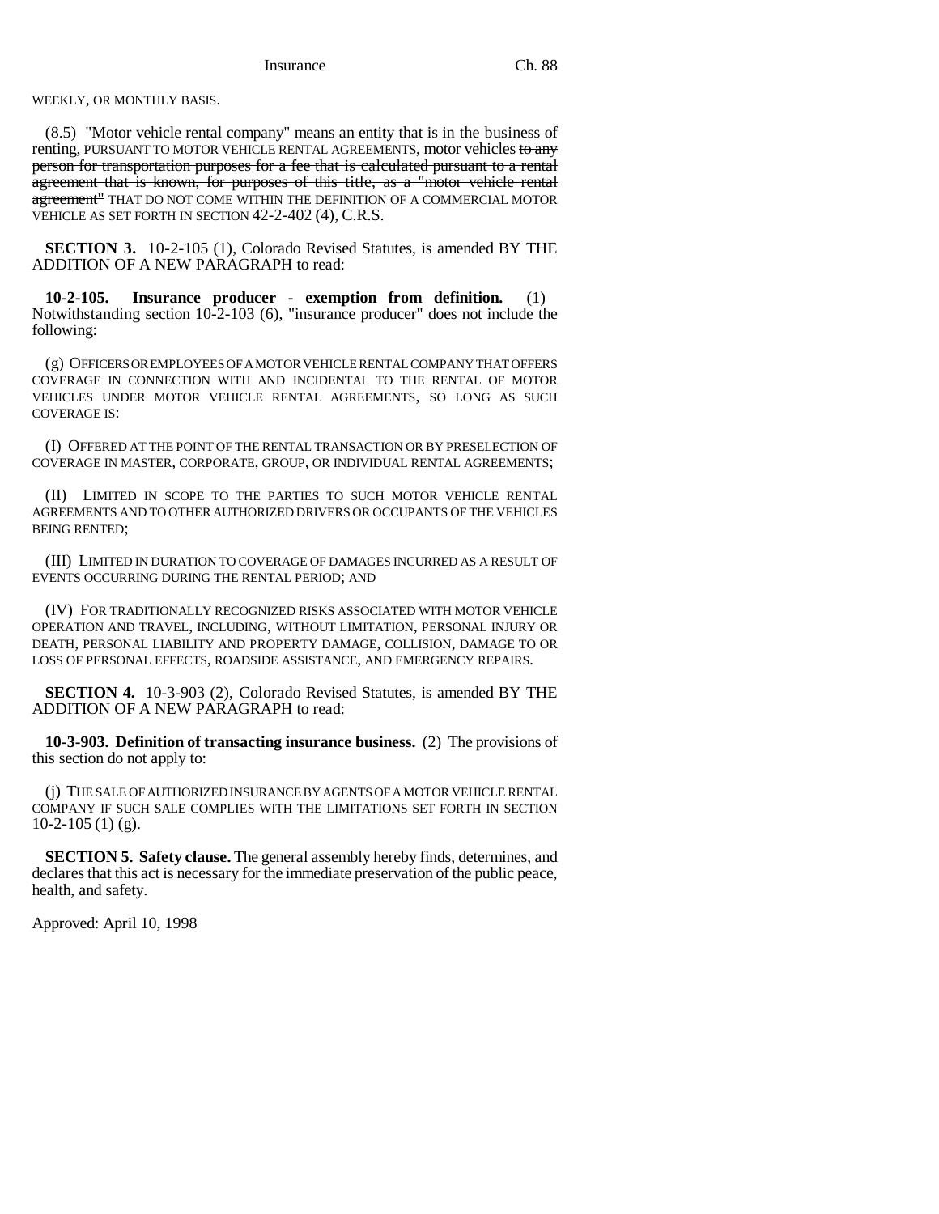WEEKLY, OR MONTHLY BASIS.

(8.5) "Motor vehicle rental company" means an entity that is in the business of renting, PURSUANT TO MOTOR VEHICLE RENTAL AGREEMENTS, motor vehicles ~~to any person for transportation purposes for a fee that is calculated pursuant to a rental agreement that is known, for purposes of this title, as a "motor vehicle rental agreement"~~ THAT DO NOT COME WITHIN THE DEFINITION OF A COMMERCIAL MOTOR VEHICLE AS SET FORTH IN SECTION 42-2-402 (4), C.R.S.

**SECTION 3.** 10-2-105 (1), Colorado Revised Statutes, is amended BY THE ADDITION OF A NEW PARAGRAPH to read:

**10-2-105. Insurance producer - exemption from definition.** (1) Notwithstanding section 10-2-103 (6), "insurance producer" does not include the following:

(g) OFFICERS OR EMPLOYEES OF A MOTOR VEHICLE RENTAL COMPANY THAT OFFERS COVERAGE IN CONNECTION WITH AND INCIDENTAL TO THE RENTAL OF MOTOR VEHICLES UNDER MOTOR VEHICLE RENTAL AGREEMENTS, SO LONG AS SUCH COVERAGE IS:

(I) OFFERED AT THE POINT OF THE RENTAL TRANSACTION OR BY PRESELECTION OF COVERAGE IN MASTER, CORPORATE, GROUP, OR INDIVIDUAL RENTAL AGREEMENTS;

(II) LIMITED IN SCOPE TO THE PARTIES TO SUCH MOTOR VEHICLE RENTAL AGREEMENTS AND TO OTHER AUTHORIZED DRIVERS OR OCCUPANTS OF THE VEHICLES BEING RENTED;

(III) LIMITED IN DURATION TO COVERAGE OF DAMAGES INCURRED AS A RESULT OF EVENTS OCCURRING DURING THE RENTAL PERIOD; AND

(IV) FOR TRADITIONALLY RECOGNIZED RISKS ASSOCIATED WITH MOTOR VEHICLE OPERATION AND TRAVEL, INCLUDING, WITHOUT LIMITATION, PERSONAL INJURY OR DEATH, PERSONAL LIABILITY AND PROPERTY DAMAGE, COLLISION, DAMAGE TO OR LOSS OF PERSONAL EFFECTS, ROADSIDE ASSISTANCE, AND EMERGENCY REPAIRS.

**SECTION 4.** 10-3-903 (2), Colorado Revised Statutes, is amended BY THE ADDITION OF A NEW PARAGRAPH to read:

**10-3-903. Definition of transacting insurance business.** (2) The provisions of this section do not apply to:

(j) THE SALE OF AUTHORIZED INSURANCE BY AGENTS OF A MOTOR VEHICLE RENTAL COMPANY IF SUCH SALE COMPLIES WITH THE LIMITATIONS SET FORTH IN SECTION 10-2-105 (1) (g).

**SECTION 5. Safety clause.** The general assembly hereby finds, determines, and declares that this act is necessary for the immediate preservation of the public peace, health, and safety.

Approved: April 10, 1998